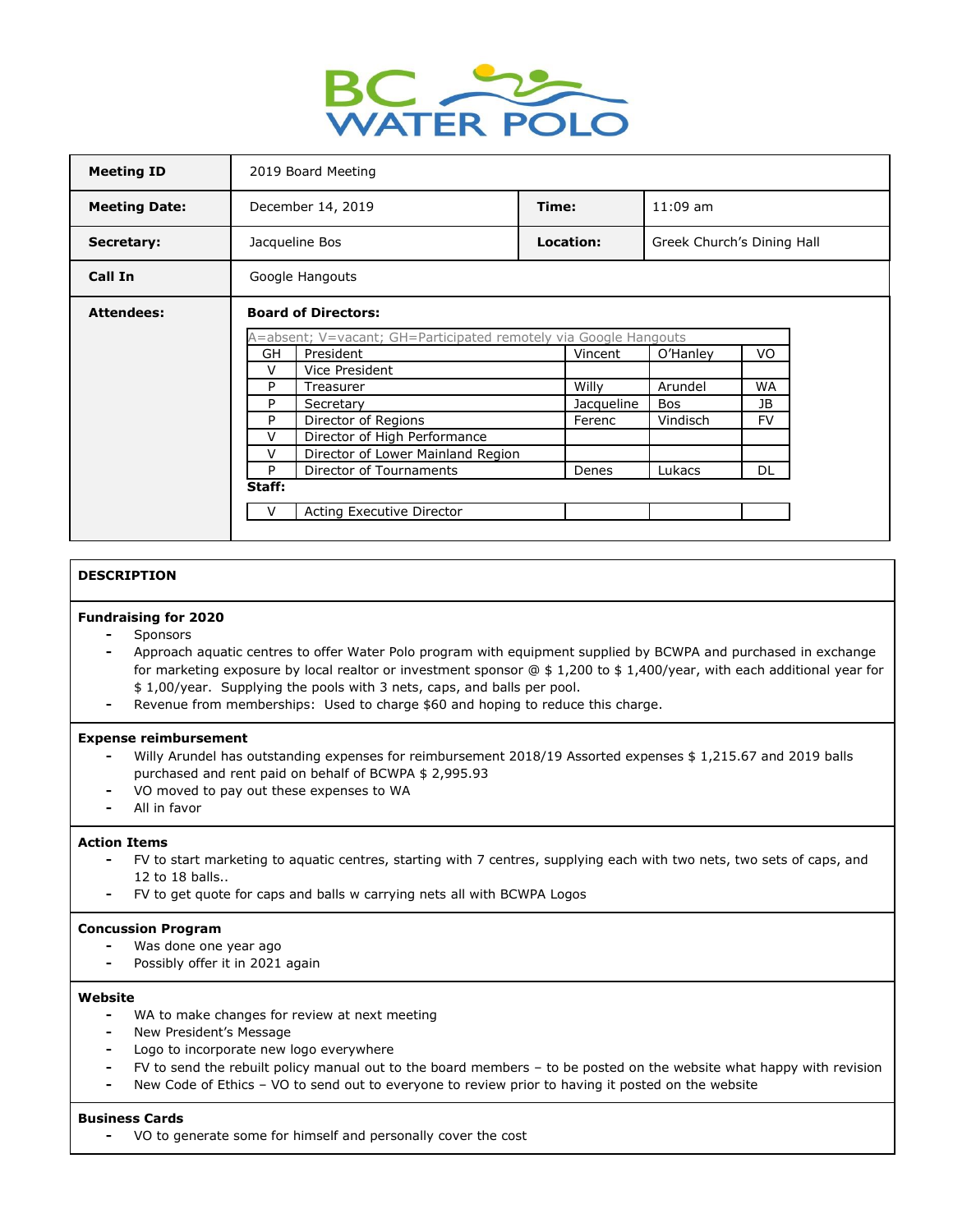# BC WATER POLO

| **Meeting ID** | 2019 Board Meeting | | |
|---|---|---|---|
| **Meeting Date:** | December 14, 2019 | **Time:** | 11:09 am |
| **Secretary:** | Jacqueline Bos | **Location:** | Greek Church's Dining Hall |
| **Call In** | Google Hangouts | | |

**Attendees:**

**Board of Directors:**

A=absent; V=vacant; GH=Participated remotely via Google Hangouts

| | | | | |
|---|---|---|---|---|
| GH | President | Vincent | O'Hanley | VO |
| V | Vice President | | | |
| P | Treasurer | Willy | Arundel | WA |
| P | Secretary | Jacqueline | Bos | JB |
| P | Director of Regions | Ferenc | Vindisch | FV |
| V | Director of High Performance | | | |
| V | Director of Lower Mainland Region | | | |
| P | Director of Tournaments | Denes | Lukacs | DL |

**Staff:**

| | | | | |
|---|---|---|---|---|
| V | Acting Executive Director | | | |

## DESCRIPTION

### Fundraising for 2020

- Sponsors
- Approach aquatic centres to offer Water Polo program with equipment supplied by BCWPA and purchased in exchange for marketing exposure by local realtor or investment sponsor @ $ 1,200 to $ 1,400/year, with each additional year for $ 1,00/year. Supplying the pools with 3 nets, caps, and balls per pool.
- Revenue from memberships: Used to charge $60 and hoping to reduce this charge.

### Expense reimbursement

- Willy Arundel has outstanding expenses for reimbursement 2018/19 Assorted expenses $ 1,215.67 and 2019 balls purchased and rent paid on behalf of BCWPA $ 2,995.93
- VO moved to pay out these expenses to WA
- All in favor

### Action Items

- FV to start marketing to aquatic centres, starting with 7 centres, supplying each with two nets, two sets of caps, and 12 to 18 balls..
- FV to get quote for caps and balls w carrying nets all with BCWPA Logos

### Concussion Program

- Was done one year ago
- Possibly offer it in 2021 again

### Website

- WA to make changes for review at next meeting
- New President's Message
- Logo to incorporate new logo everywhere
- FV to send the rebuilt policy manual out to the board members – to be posted on the website what happy with revision
- New Code of Ethics – VO to send out to everyone to review prior to having it posted on the website

### Business Cards

- VO to generate some for himself and personally cover the cost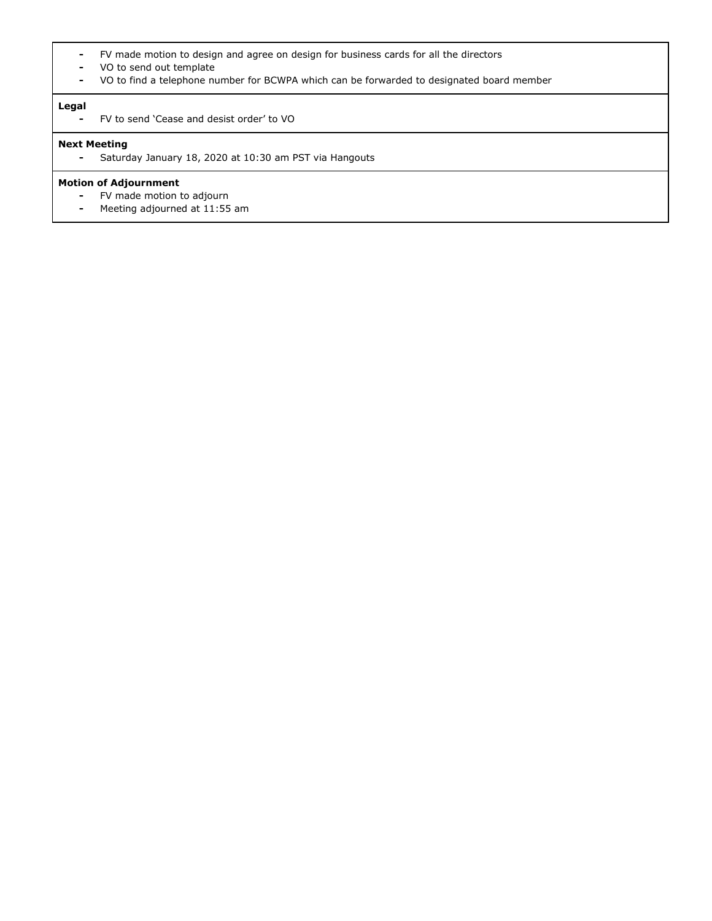- FV made motion to design and agree on design for business cards for all the directors
- VO to send out template
- VO to find a telephone number for BCWPA which can be forwarded to designated board member

**Legal**

- FV to send 'Cease and desist order' to VO

**Next Meeting**

- Saturday January 18, 2020 at 10:30 am PST via Hangouts

**Motion of Adjournment**

- FV made motion to adjourn
- Meeting adjourned at 11:55 am